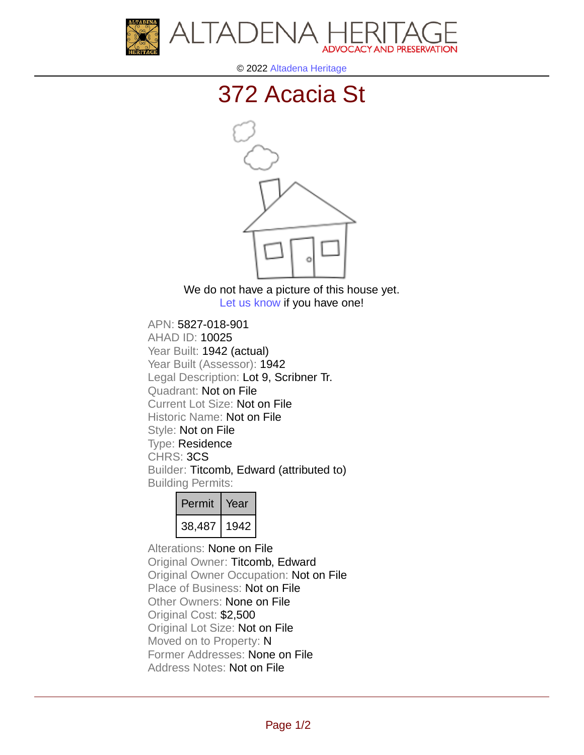ALTADENA HERITAGE
ADVOCACY AND PRESERVATION

© 2022 Altadena Heritage

# 372 Acacia St

We do not have a picture of this house yet.
Let us know if you have one!

APN: 5827-018-901
AHAD ID: 10025
Year Built: 1942 (actual)
Year Built (Assessor): 1942
Legal Description: Lot 9, Scribner Tr.
Quadrant: Not on File
Current Lot Size: Not on File
Historic Name: Not on File
Style: Not on File
Type: Residence
CHRS: 3CS
Builder: Titcomb, Edward (attributed to)
Building Permits:

| Permit | Year |
| --- | --- |
| 38,487 | 1942 |

Alterations: None on File
Original Owner: Titcomb, Edward
Original Owner Occupation: Not on File
Place of Business: Not on File
Other Owners: None on File
Original Cost: $2,500
Original Lot Size: Not on File
Moved on to Property: N
Former Addresses: None on File
Address Notes: Not on File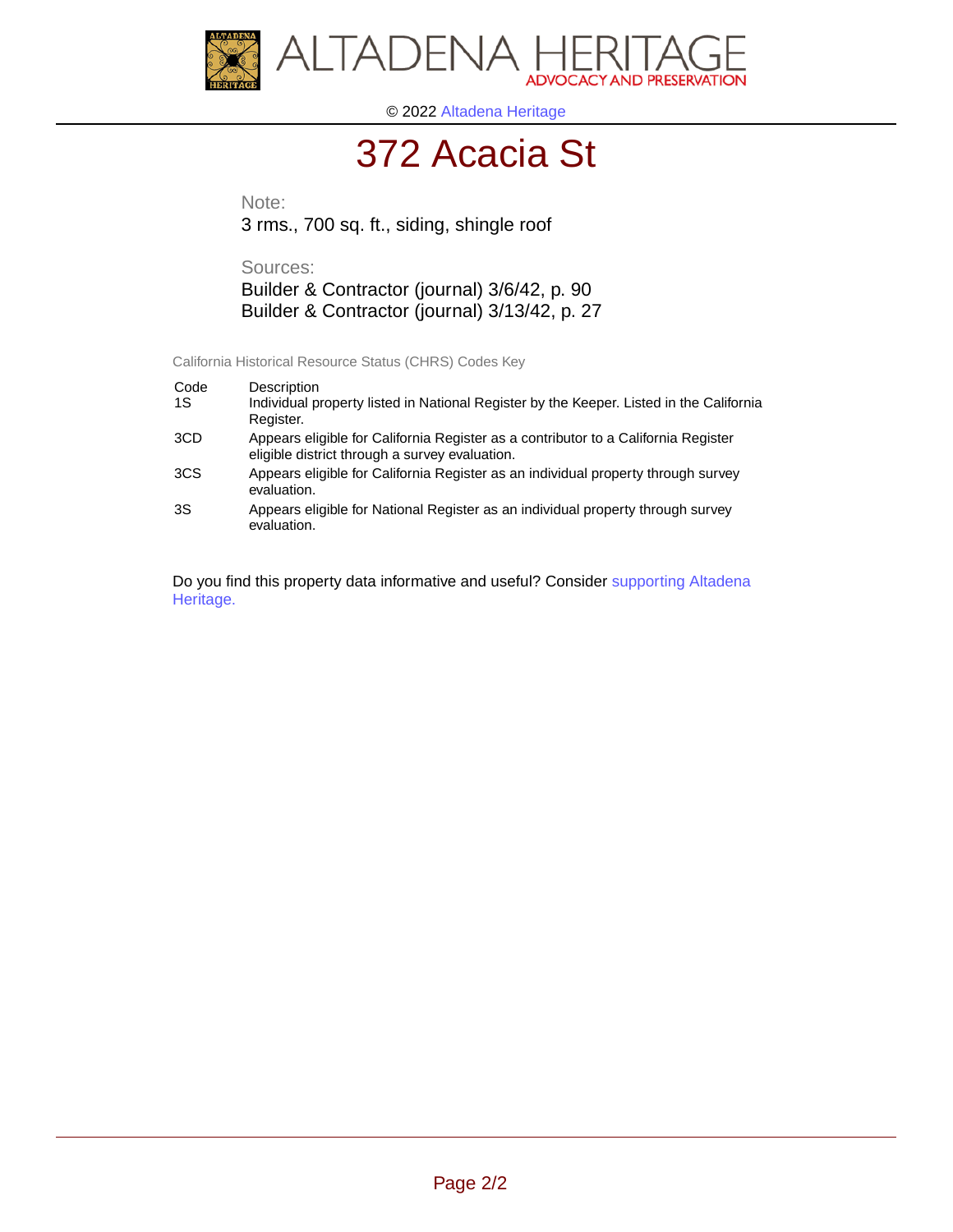# 372 Acacia St

Note:

3 rms., 700 sq. ft., siding, shingle roof

Sources:

Builder & Contractor (journal) 3/6/42, p. 90
Builder & Contractor (journal) 3/13/42, p. 27

California Historical Resource Status (CHRS) Codes Key

| Code | Description |
|---|---|
| 1S | Individual property listed in National Register by the Keeper. Listed in the California Register. |
| 3CD | Appears eligible for California Register as a contributor to a California Register eligible district through a survey evaluation. |
| 3CS | Appears eligible for California Register as an individual property through survey evaluation. |
| 3S | Appears eligible for National Register as an individual property through survey evaluation. |

Do you find this property data informative and useful? Consider supporting Altadena Heritage.